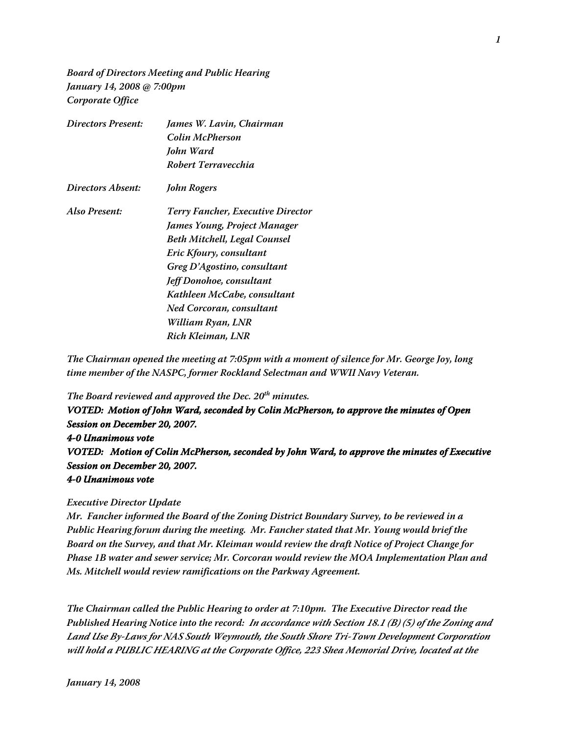*Board of Directors Meeting and Public Hearing*
*January 14, 2008 @ 7:00pm*
*Corporate Office*

| | |
|---|---|
| *Directors Present:* | *James W. Lavin, Chairman* |
| | *Colin McPherson* |
| | *John Ward* |
| | *Robert Terravecchia* |
| *Directors Absent:* | *John Rogers* |
| *Also Present:* | *Terry Fancher, Executive Director* |
| | *James Young, Project Manager* |
| | *Beth Mitchell, Legal Counsel* |
| | *Eric Kfoury, consultant* |
| | *Greg D'Agostino, consultant* |
| | *Jeff Donohoe, consultant* |
| | *Kathleen McCabe, consultant* |
| | *Ned Corcoran, consultant* |
| | *William Ryan, LNR* |
| | *Rich Kleiman, LNR* |

*The Chairman opened the meeting at 7:05pm with a moment of silence for Mr. George Joy, long time member of the NASPC, former Rockland Selectman and WWII Navy Veteran.*

*The Board reviewed and approved the Dec. 20th minutes.*
***VOTED: Motion of John Ward, seconded by Colin McPherson, to approve the minutes of Open Session on December 20, 2007.***
***4-0 Unanimous vote***
***VOTED: Motion of Colin McPherson, seconded by John Ward, to approve the minutes of Executive Session on December 20, 2007.***
***4-0 Unanimous vote***

*Executive Director Update*
*Mr. Fancher informed the Board of the Zoning District Boundary Survey, to be reviewed in a Public Hearing forum during the meeting. Mr. Fancher stated that Mr. Young would brief the Board on the Survey, and that Mr. Kleiman would review the draft Notice of Project Change for Phase 1B water and sewer service; Mr. Corcoran would review the MOA Implementation Plan and Ms. Mitchell would review ramifications on the Parkway Agreement.*

*The Chairman called the Public Hearing to order at 7:10pm. The Executive Director read the Published Hearing Notice into the record: **In accordance with Section 18.1 (B) (5) of the Zoning and Land Use By-Laws for NAS South Weymouth, the South Shore Tri-Town Development Corporation will hold a PUBLIC HEARING at the Corporate Office, 223 Shea Memorial Drive, located at the***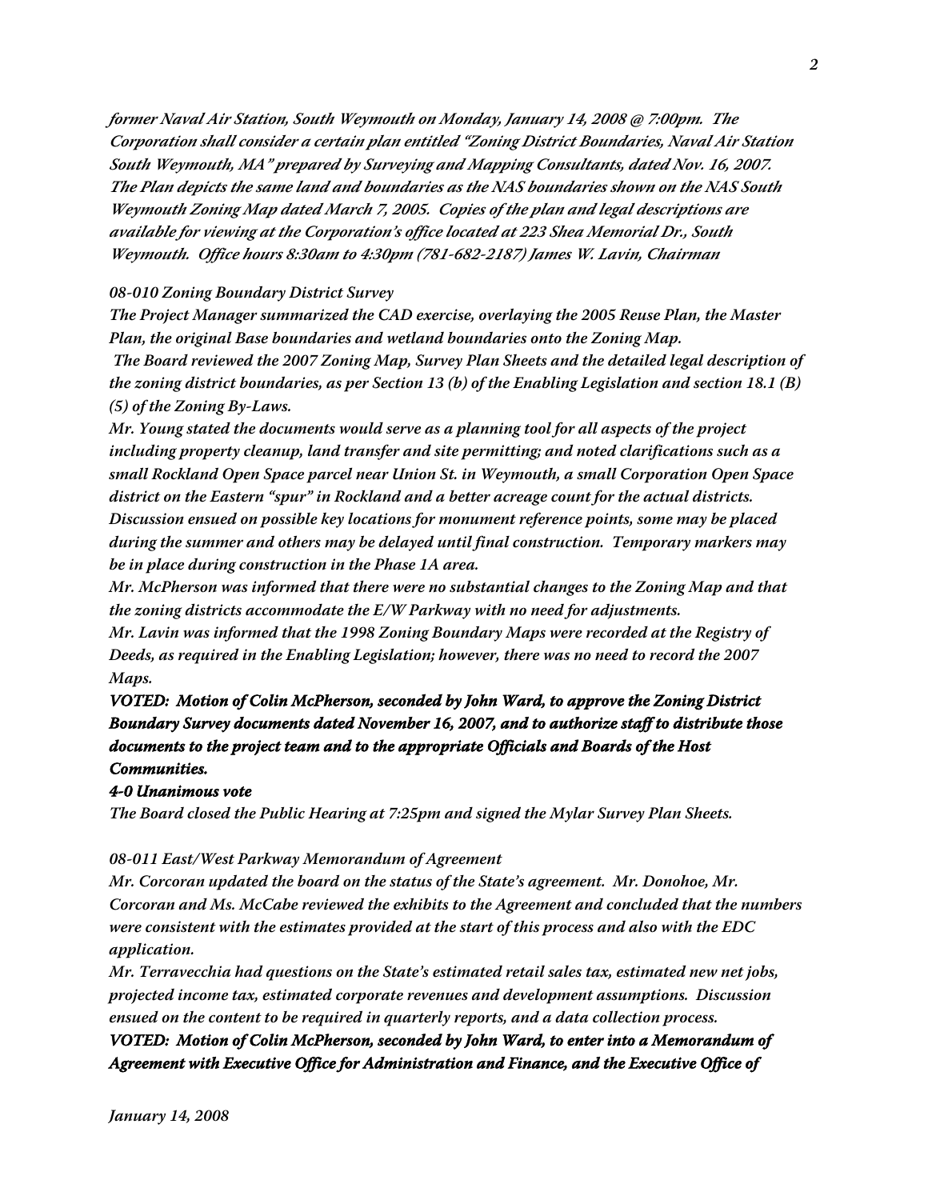*former Naval Air Station, South Weymouth on Monday, January 14, 2008 @ 7:00pm. The Corporation shall consider a certain plan entitled "Zoning District Boundaries, Naval Air Station South Weymouth, MA" prepared by Surveying and Mapping Consultants, dated Nov. 16, 2007. The Plan depicts the same land and boundaries as the NAS boundaries shown on the NAS South Weymouth Zoning Map dated March 7, 2005. Copies of the plan and legal descriptions are available for viewing at the Corporation's office located at 223 Shea Memorial Dr., South Weymouth. Office hours 8:30am to 4:30pm (781-682-2187) James W. Lavin, Chairman*

*08-010 Zoning Boundary District Survey*

*The Project Manager summarized the CAD exercise, overlaying the 2005 Reuse Plan, the Master Plan, the original Base boundaries and wetland boundaries onto the Zoning Map.*

*The Board reviewed the 2007 Zoning Map, Survey Plan Sheets and the detailed legal description of the zoning district boundaries, as per Section 13 (b) of the Enabling Legislation and section 18.1 (B) (5) of the Zoning By-Laws.*

*Mr. Young stated the documents would serve as a planning tool for all aspects of the project including property cleanup, land transfer and site permitting; and noted clarifications such as a small Rockland Open Space parcel near Union St. in Weymouth, a small Corporation Open Space district on the Eastern "spur" in Rockland and a better acreage count for the actual districts. Discussion ensued on possible key locations for monument reference points, some may be placed during the summer and others may be delayed until final construction. Temporary markers may be in place during construction in the Phase 1A area.*

*Mr. McPherson was informed that there were no substantial changes to the Zoning Map and that the zoning districts accommodate the E/W Parkway with no need for adjustments.*

*Mr. Lavin was informed that the 1998 Zoning Boundary Maps were recorded at the Registry of Deeds, as required in the Enabling Legislation; however, there was no need to record the 2007 Maps.*

***VOTED: Motion of Colin McPherson, seconded by John Ward, to approve the Zoning District Boundary Survey documents dated November 16, 2007, and to authorize staff to distribute those documents to the project team and to the appropriate Officials and Boards of the Host Communities.***

***4-0 Unanimous vote***

*The Board closed the Public Hearing at 7:25pm and signed the Mylar Survey Plan Sheets.*

*08-011 East/West Parkway Memorandum of Agreement*

*Mr. Corcoran updated the board on the status of the State's agreement. Mr. Donohoe, Mr. Corcoran and Ms. McCabe reviewed the exhibits to the Agreement and concluded that the numbers were consistent with the estimates provided at the start of this process and also with the EDC application.*

*Mr. Terravecchia had questions on the State's estimated retail sales tax, estimated new net jobs, projected income tax, estimated corporate revenues and development assumptions. Discussion ensued on the content to be required in quarterly reports, and a data collection process.*

***VOTED: Motion of Colin McPherson, seconded by John Ward, to enter into a Memorandum of Agreement with Executive Office for Administration and Finance, and the Executive Office of***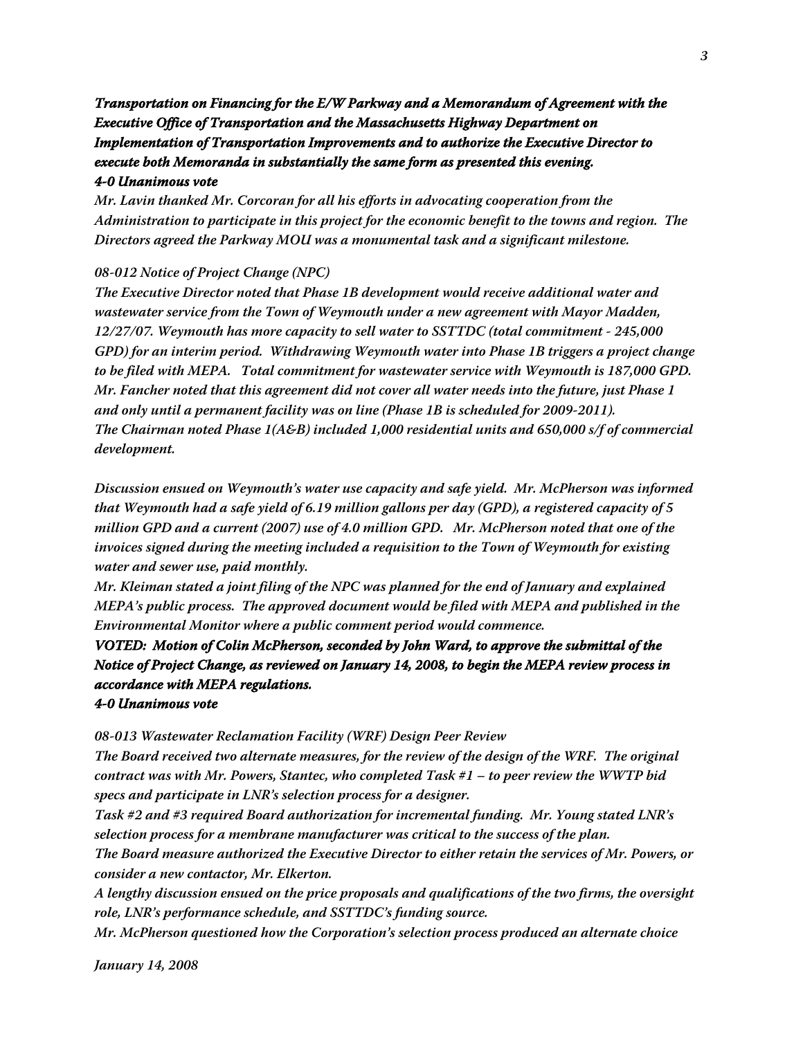***Transportation on Financing for the E/W Parkway and a Memorandum of Agreement with the Executive Office of Transportation and the Massachusetts Highway Department on Implementation of Transportation Improvements and to authorize the Executive Director to execute both Memoranda in substantially the same form as presented this evening.***
***4-0 Unanimous vote***

*Mr. Lavin thanked Mr. Corcoran for all his efforts in advocating cooperation from the Administration to participate in this project for the economic benefit to the towns and region. The Directors agreed the Parkway MOU was a monumental task and a significant milestone.*

*08-012 Notice of Project Change (NPC)*

*The Executive Director noted that Phase 1B development would receive additional water and wastewater service from the Town of Weymouth under a new agreement with Mayor Madden, 12/27/07. Weymouth has more capacity to sell water to SSTTDC (total commitment - 245,000 GPD) for an interim period. Withdrawing Weymouth water into Phase 1B triggers a project change to be filed with MEPA. Total commitment for wastewater service with Weymouth is 187,000 GPD. Mr. Fancher noted that this agreement did not cover all water needs into the future, just Phase 1 and only until a permanent facility was on line (Phase 1B is scheduled for 2009-2011).*
*The Chairman noted Phase 1(A&B) included 1,000 residential units and 650,000 s/f of commercial development.*

*Discussion ensued on Weymouth's water use capacity and safe yield. Mr. McPherson was informed that Weymouth had a safe yield of 6.19 million gallons per day (GPD), a registered capacity of 5 million GPD and a current (2007) use of 4.0 million GPD. Mr. McPherson noted that one of the invoices signed during the meeting included a requisition to the Town of Weymouth for existing water and sewer use, paid monthly.*
*Mr. Kleiman stated a joint filing of the NPC was planned for the end of January and explained MEPA's public process. The approved document would be filed with MEPA and published in the Environmental Monitor where a public comment period would commence.*
***VOTED: Motion of Colin McPherson, seconded by John Ward, to approve the submittal of the Notice of Project Change, as reviewed on January 14, 2008, to begin the MEPA review process in accordance with MEPA regulations.***
***4-0 Unanimous vote***

*08-013 Wastewater Reclamation Facility (WRF) Design Peer Review*

*The Board received two alternate measures, for the review of the design of the WRF. The original contract was with Mr. Powers, Stantec, who completed Task #1 – to peer review the WWTP bid specs and participate in LNR's selection process for a designer.*
*Task #2 and #3 required Board authorization for incremental funding. Mr. Young stated LNR's selection process for a membrane manufacturer was critical to the success of the plan.*
*The Board measure authorized the Executive Director to either retain the services of Mr. Powers, or consider a new contactor, Mr. Elkerton.*
*A lengthy discussion ensued on the price proposals and qualifications of the two firms, the oversight role, LNR's performance schedule, and SSTTDC's funding source.*
*Mr. McPherson questioned how the Corporation's selection process produced an alternate choice*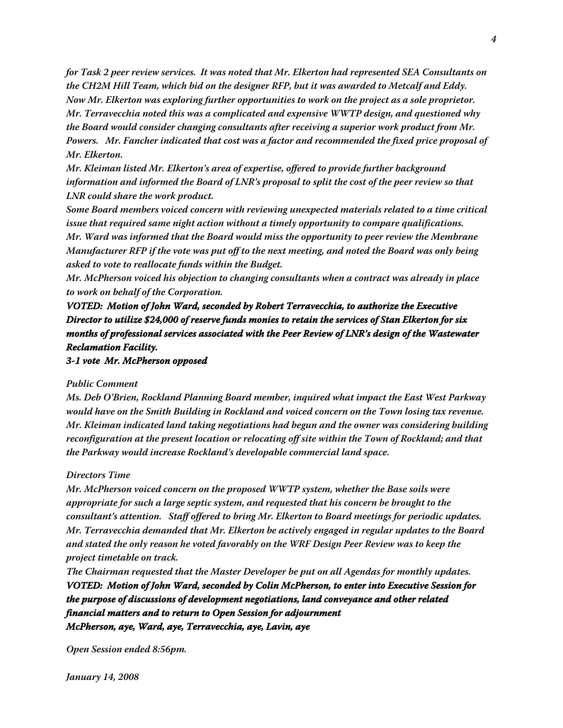*for Task 2 peer review services. It was noted that Mr. Elkerton had represented SEA Consultants on the CH2M Hill Team, which bid on the designer RFP, but it was awarded to Metcalf and Eddy. Now Mr. Elkerton was exploring further opportunities to work on the project as a sole proprietor. Mr. Terravecchia noted this was a complicated and expensive WWTP design, and questioned why the Board would consider changing consultants after receiving a superior work product from Mr. Powers. Mr. Fancher indicated that cost was a factor and recommended the fixed price proposal of Mr. Elkerton.*

*Mr. Kleiman listed Mr. Elkerton's area of expertise, offered to provide further background information and informed the Board of LNR's proposal to split the cost of the peer review so that LNR could share the work product.*

*Some Board members voiced concern with reviewing unexpected materials related to a time critical issue that required same night action without a timely opportunity to compare qualifications.*

*Mr. Ward was informed that the Board would miss the opportunity to peer review the Membrane Manufacturer RFP if the vote was put off to the next meeting, and noted the Board was only being asked to vote to reallocate funds within the Budget.*

*Mr. McPherson voiced his objection to changing consultants when a contract was already in place to work on behalf of the Corporation.*

***VOTED: Motion of John Ward, seconded by Robert Terravecchia, to authorize the Executive Director to utilize $24,000 of reserve funds monies to retain the services of Stan Elkerton for six months of professional services associated with the Peer Review of LNR's design of the Wastewater Reclamation Facility.***

***3-1 vote Mr. McPherson opposed***

*Public Comment*

*Ms. Deb O'Brien, Rockland Planning Board member, inquired what impact the East West Parkway would have on the Smith Building in Rockland and voiced concern on the Town losing tax revenue. Mr. Kleiman indicated land taking negotiations had begun and the owner was considering building reconfiguration at the present location or relocating off site within the Town of Rockland; and that the Parkway would increase Rockland's developable commercial land space.*

*Directors Time*

*Mr. McPherson voiced concern on the proposed WWTP system, whether the Base soils were appropriate for such a large septic system, and requested that his concern be brought to the consultant's attention. Staff offered to bring Mr. Elkerton to Board meetings for periodic updates. Mr. Terravecchia demanded that Mr. Elkerton be actively engaged in regular updates to the Board and stated the only reason he voted favorably on the WRF Design Peer Review was to keep the project timetable on track.*

*The Chairman requested that the Master Developer be put on all Agendas for monthly updates.*

***VOTED: Motion of John Ward, seconded by Colin McPherson, to enter into Executive Session for the purpose of discussions of development negotiations, land conveyance and other related financial matters and to return to Open Session for adjournment***

***McPherson, aye, Ward, aye, Terravecchia, aye, Lavin, aye***

*Open Session ended 8:56pm.*

*January 14, 2008*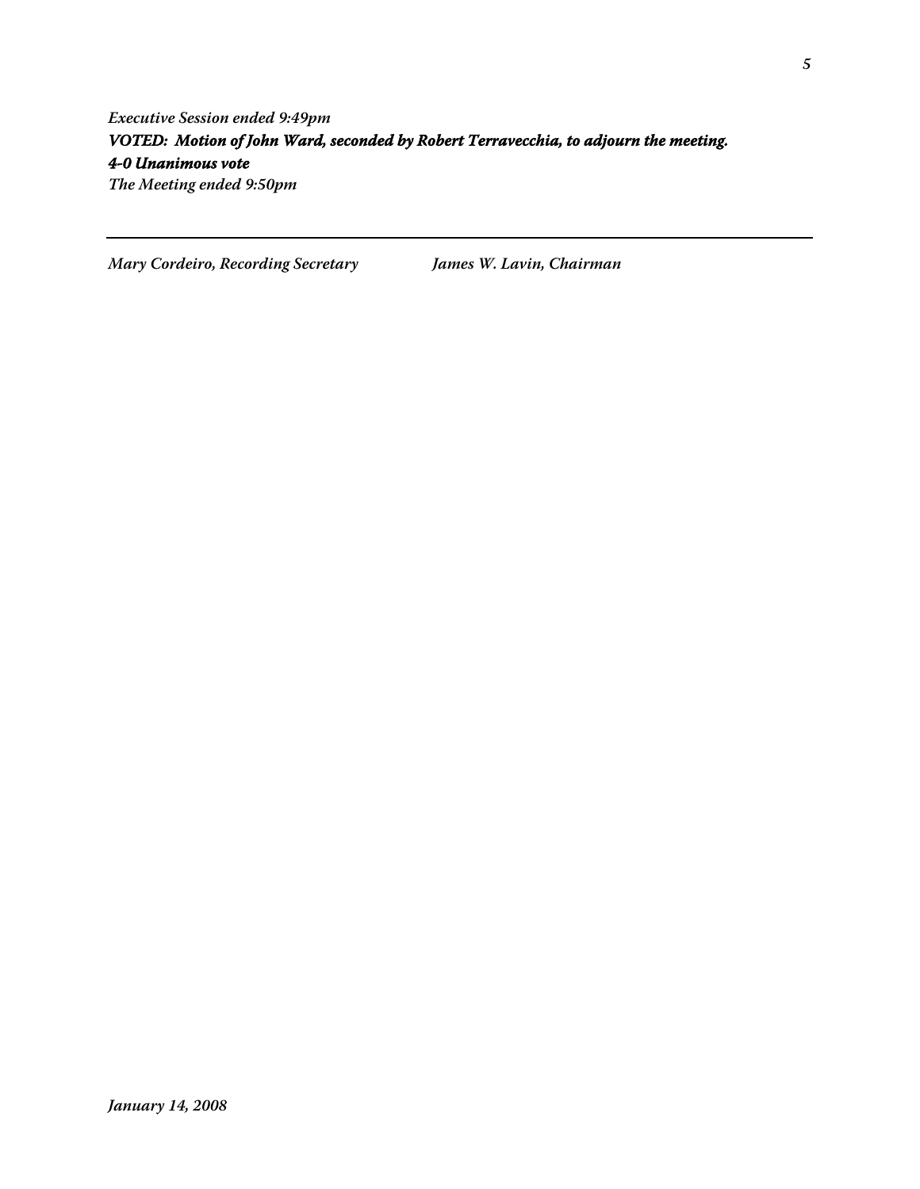*Executive Session ended 9:49pm*
***VOTED: Motion of John Ward, seconded by Robert Terravecchia, to adjourn the meeting.***
***4-0 Unanimous vote***
*The Meeting ended 9:50pm*

---

*Mary Cordeiro, Recording Secretary* *James W. Lavin, Chairman*

*January 14, 2008*